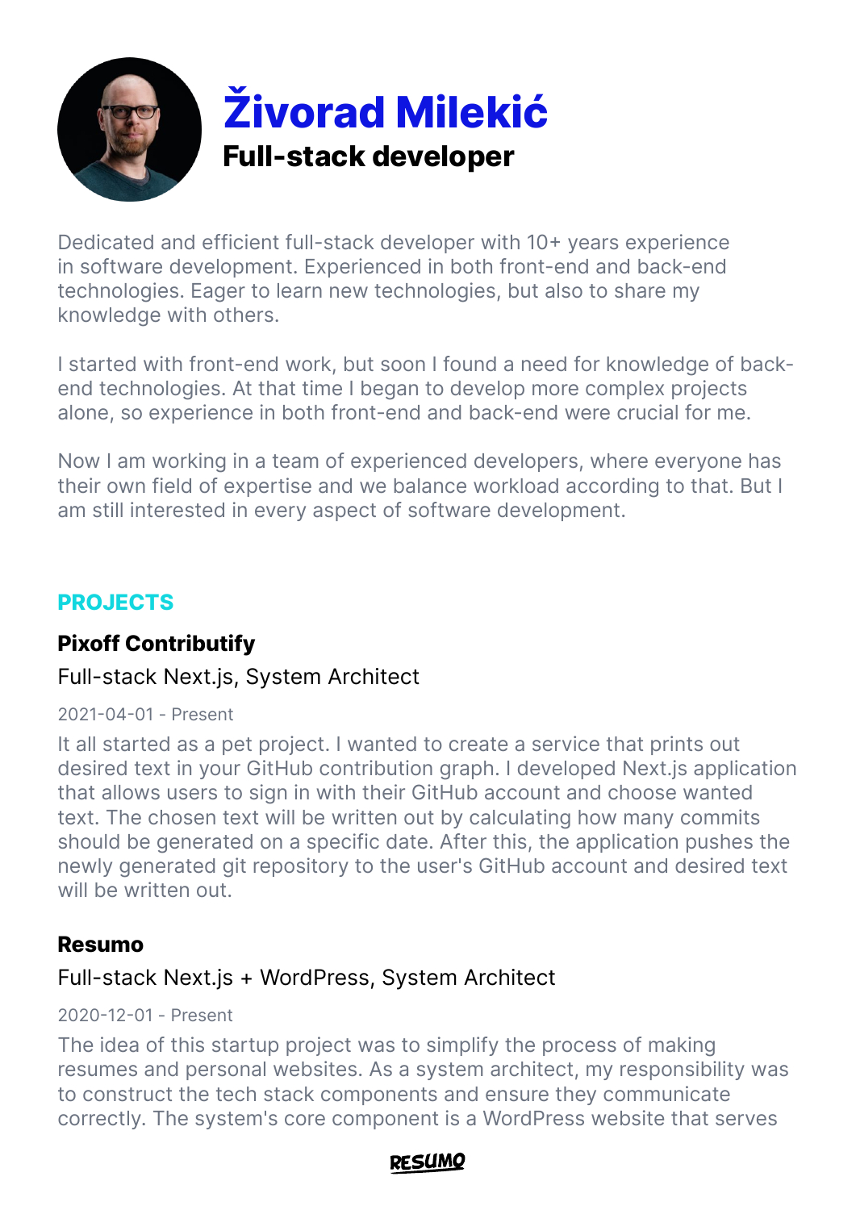# Živorad Milekić

## Full-stack developer

Dedicated and efficient full-stack developer with 10+ years experience in software development. Experienced in both front-end and back-end technologies. Eager to learn new technologies, but also to share my knowledge with others.

I started with front-end work, but soon I found a need for knowledge of back-end technologies. At that time I began to develop more complex projects alone, so experience in both front-end and back-end were crucial for me.

Now I am working in a team of experienced developers, where everyone has their own field of expertise and we balance workload according to that. But I am still interested in every aspect of software development.

## PROJECTS

### Pixoff Contributify

Full-stack Next.js, System Architect

2021-04-01 - Present

It all started as a pet project. I wanted to create a service that prints out desired text in your GitHub contribution graph. I developed Next.js application that allows users to sign in with their GitHub account and choose wanted text. The chosen text will be written out by calculating how many commits should be generated on a specific date. After this, the application pushes the newly generated git repository to the user's GitHub account and desired text will be written out.

### Resumo

Full-stack Next.js + WordPress, System Architect

2020-12-01 - Present

The idea of this startup project was to simplify the process of making resumes and personal websites. As a system architect, my responsibility was to construct the tech stack components and ensure they communicate correctly. The system's core component is a WordPress website that serves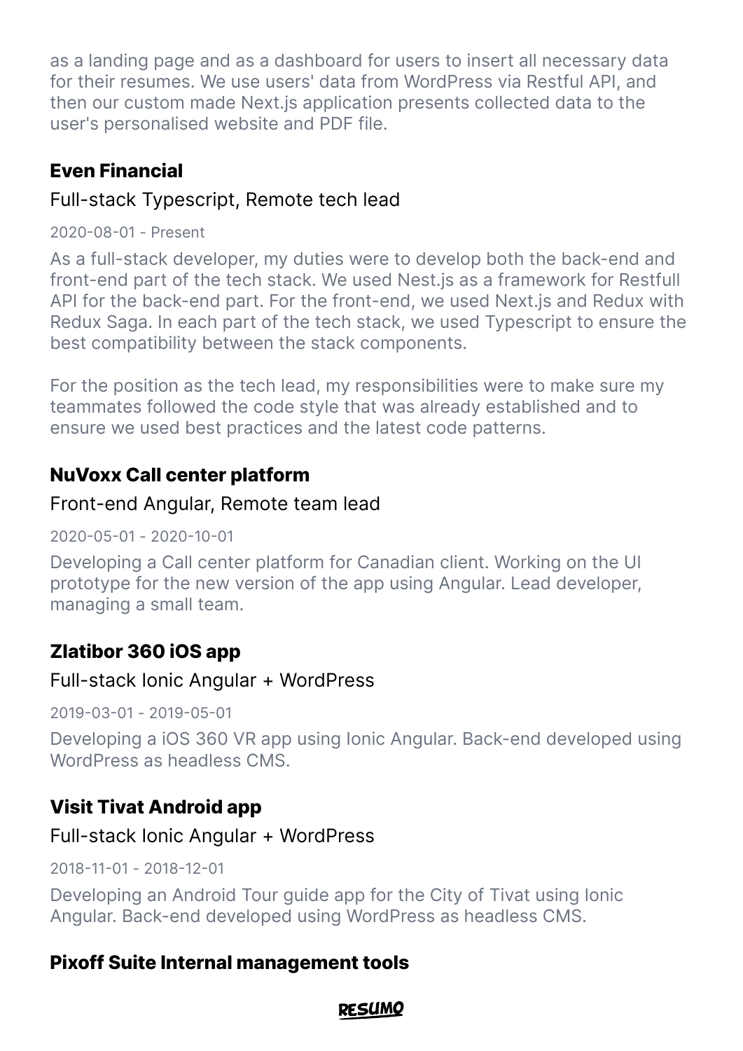as a landing page and as a dashboard for users to insert all necessary data for their resumes. We use users' data from WordPress via Restful API, and then our custom made Next.js application presents collected data to the user's personalised website and PDF file.

### Even Financial

Full-stack Typescript, Remote tech lead

2020-08-01 - Present

As a full-stack developer, my duties were to develop both the back-end and front-end part of the tech stack. We used Nest.js as a framework for Restfull API for the back-end part. For the front-end, we used Next.js and Redux with Redux Saga. In each part of the tech stack, we used Typescript to ensure the best compatibility between the stack components.

For the position as the tech lead, my responsibilities were to make sure my teammates followed the code style that was already established and to ensure we used best practices and the latest code patterns.

### NuVoxx Call center platform

Front-end Angular, Remote team lead

2020-05-01 - 2020-10-01

Developing a Call center platform for Canadian client. Working on the UI prototype for the new version of the app using Angular. Lead developer, managing a small team.

### Zlatibor 360 iOS app

Full-stack Ionic Angular + WordPress

2019-03-01 - 2019-05-01

Developing a iOS 360 VR app using Ionic Angular. Back-end developed using WordPress as headless CMS.

### Visit Tivat Android app

Full-stack Ionic Angular + WordPress

2018-11-01 - 2018-12-01

Developing an Android Tour guide app for the City of Tivat using Ionic Angular. Back-end developed using WordPress as headless CMS.

### Pixoff Suite Internal management tools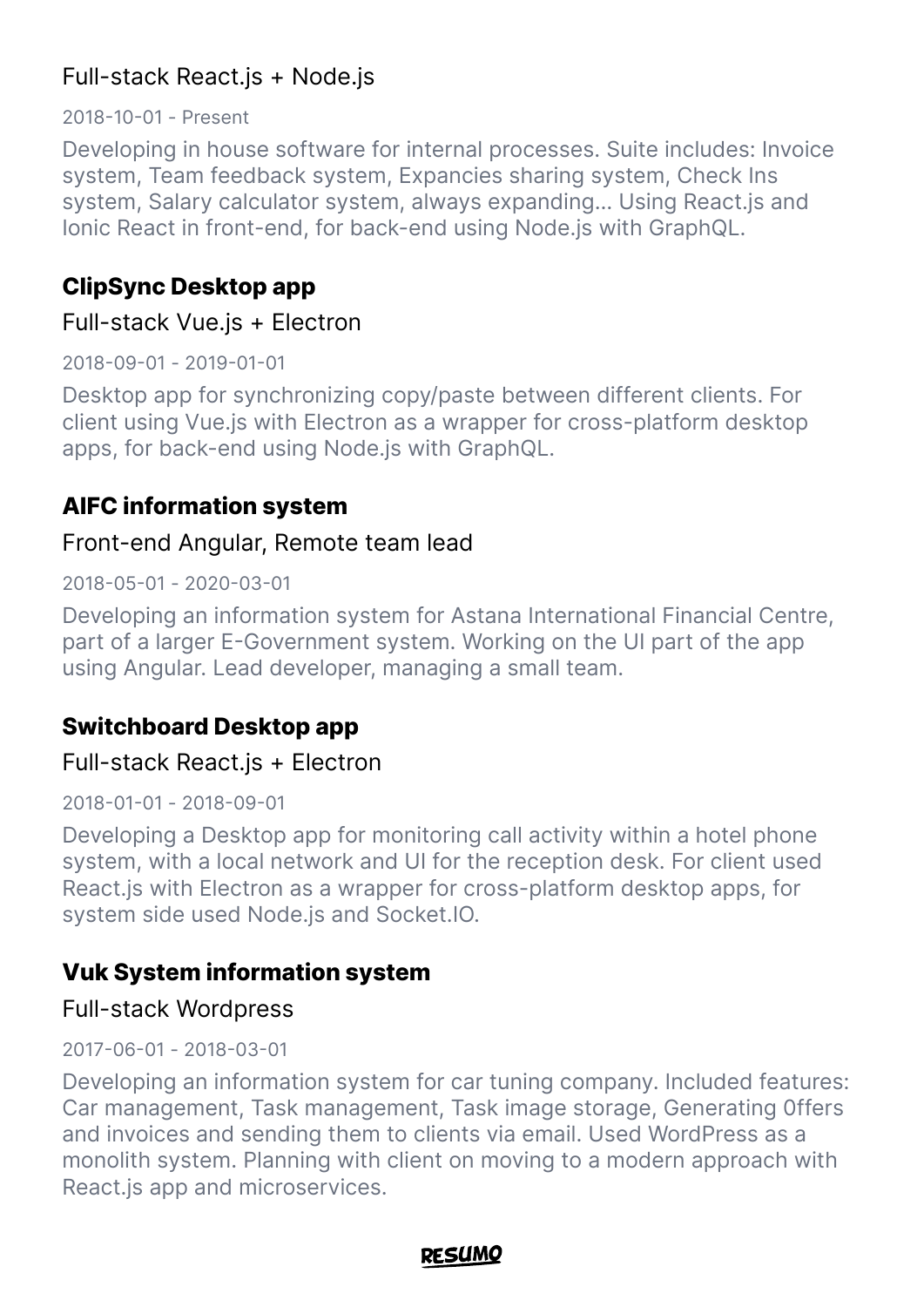Full-stack React.js + Node.js

2018-10-01 - Present

Developing in house software for internal processes. Suite includes: Invoice system, Team feedback system, Expancies sharing system, Check Ins system, Salary calculator system, always expanding... Using React.js and Ionic React in front-end, for back-end using Node.js with GraphQL.

### ClipSync Desktop app

Full-stack Vue.js + Electron

2018-09-01 - 2019-01-01

Desktop app for synchronizing copy/paste between different clients. For client using Vue.js with Electron as a wrapper for cross-platform desktop apps, for back-end using Node.js with GraphQL.

### AIFC information system

Front-end Angular, Remote team lead

2018-05-01 - 2020-03-01

Developing an information system for Astana International Financial Centre, part of a larger E-Government system. Working on the UI part of the app using Angular. Lead developer, managing a small team.

### Switchboard Desktop app

Full-stack React.js + Electron

2018-01-01 - 2018-09-01

Developing a Desktop app for monitoring call activity within a hotel phone system, with a local network and UI for the reception desk. For client used React.js with Electron as a wrapper for cross-platform desktop apps, for system side used Node.js and Socket.IO.

### Vuk System information system

Full-stack Wordpress

2017-06-01 - 2018-03-01

Developing an information system for car tuning company. Included features: Car management, Task management, Task image storage, Generating 0ffers and invoices and sending them to clients via email. Used WordPress as a monolith system. Planning with client on moving to a modern approach with React.js app and microservices.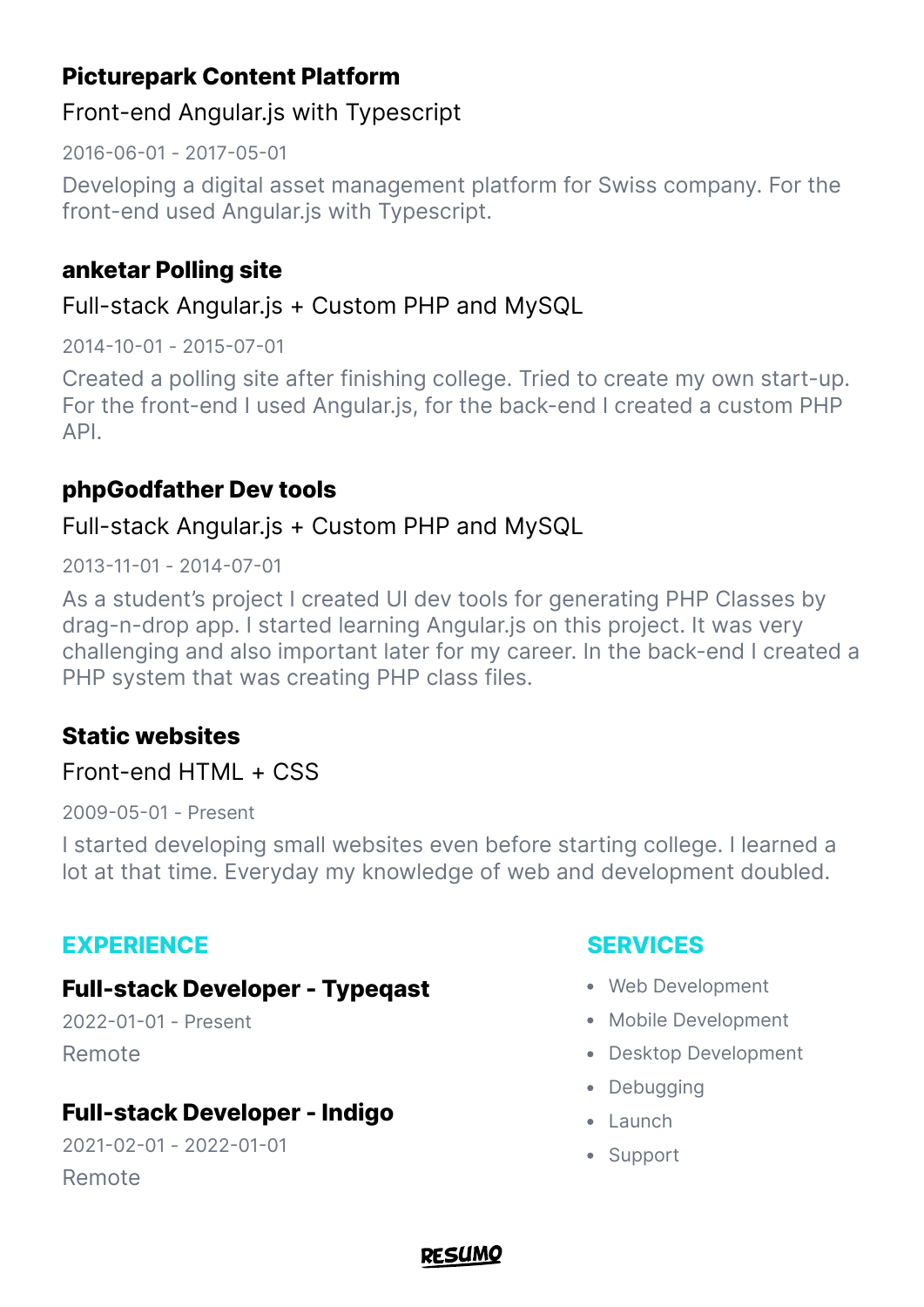### Picturepark Content Platform

Front-end Angular.js with Typescript

2016-06-01 - 2017-05-01

Developing a digital asset management platform for Swiss company. For the front-end used Angular.js with Typescript.

### anketar Polling site

Full-stack Angular.js + Custom PHP and MySQL

2014-10-01 - 2015-07-01

Created a polling site after finishing college. Tried to create my own start-up. For the front-end I used Angular.js, for the back-end I created a custom PHP API.

### phpGodfather Dev tools

Full-stack Angular.js + Custom PHP and MySQL

2013-11-01 - 2014-07-01

As a student's project I created UI dev tools for generating PHP Classes by drag-n-drop app. I started learning Angular.js on this project. It was very challenging and also important later for my career. In the back-end I created a PHP system that was creating PHP class files.

### Static websites

Front-end HTML + CSS

2009-05-01 - Present

I started developing small websites even before starting college. I learned a lot at that time. Everyday my knowledge of web and development doubled.

## EXPERIENCE

### Full-stack Developer - Typeqast

2022-01-01 - Present

Remote

### Full-stack Developer - Indigo

2021-02-01 - 2022-01-01

Remote

## SERVICES

- Web Development
- Mobile Development
- Desktop Development
- Debugging
- Launch
- Support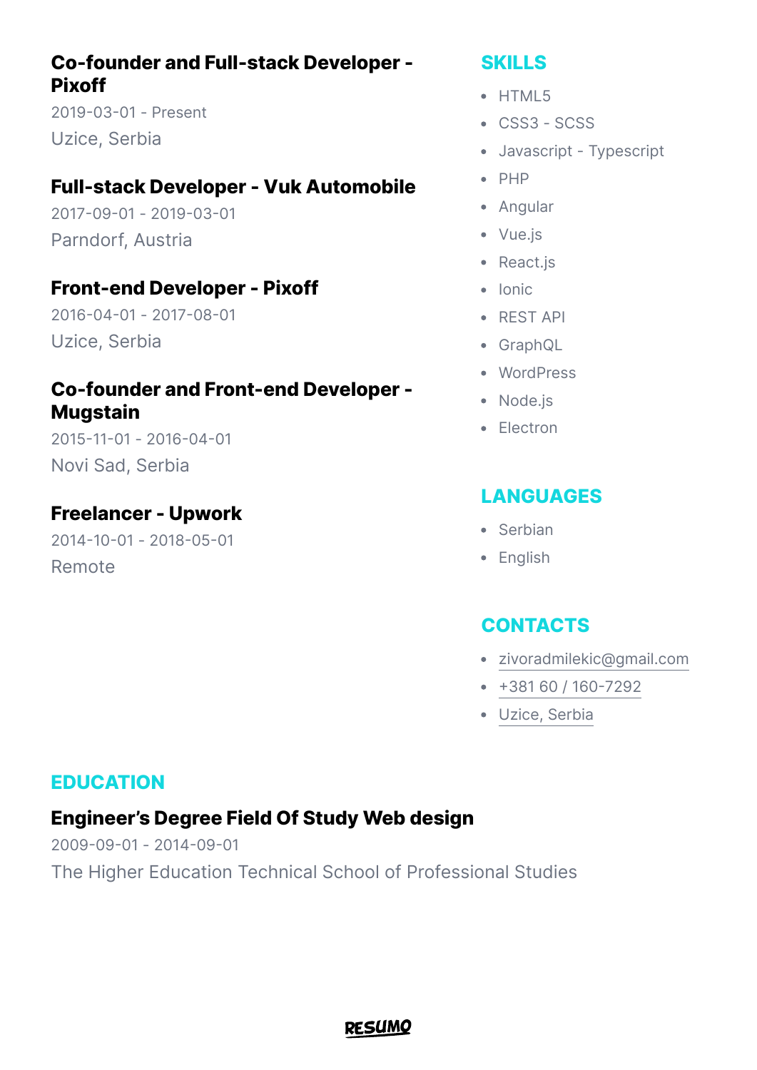### Co-founder and Full-stack Developer - Pixoff

2019-03-01 - Present

Uzice, Serbia

### Full-stack Developer - Vuk Automobile

2017-09-01 - 2019-03-01

Parndorf, Austria

### Front-end Developer - Pixoff

2016-04-01 - 2017-08-01

Uzice, Serbia

### Co-founder and Front-end Developer - Mugstain

2015-11-01 - 2016-04-01

Novi Sad, Serbia

### Freelancer - Upwork

2014-10-01 - 2018-05-01

Remote

## SKILLS

- HTML5
- CSS3 - SCSS
- Javascript - Typescript
- PHP
- Angular
- Vue.js
- React.js
- Ionic
- REST API
- GraphQL
- WordPress
- Node.js
- Electron

## LANGUAGES

- Serbian
- English

## CONTACTS

- zivoradmilekic@gmail.com
- +381 60 / 160-7292
- Uzice, Serbia

## EDUCATION

### Engineer’s Degree Field Of Study Web design

2009-09-01 - 2014-09-01

The Higher Education Technical School of Professional Studies